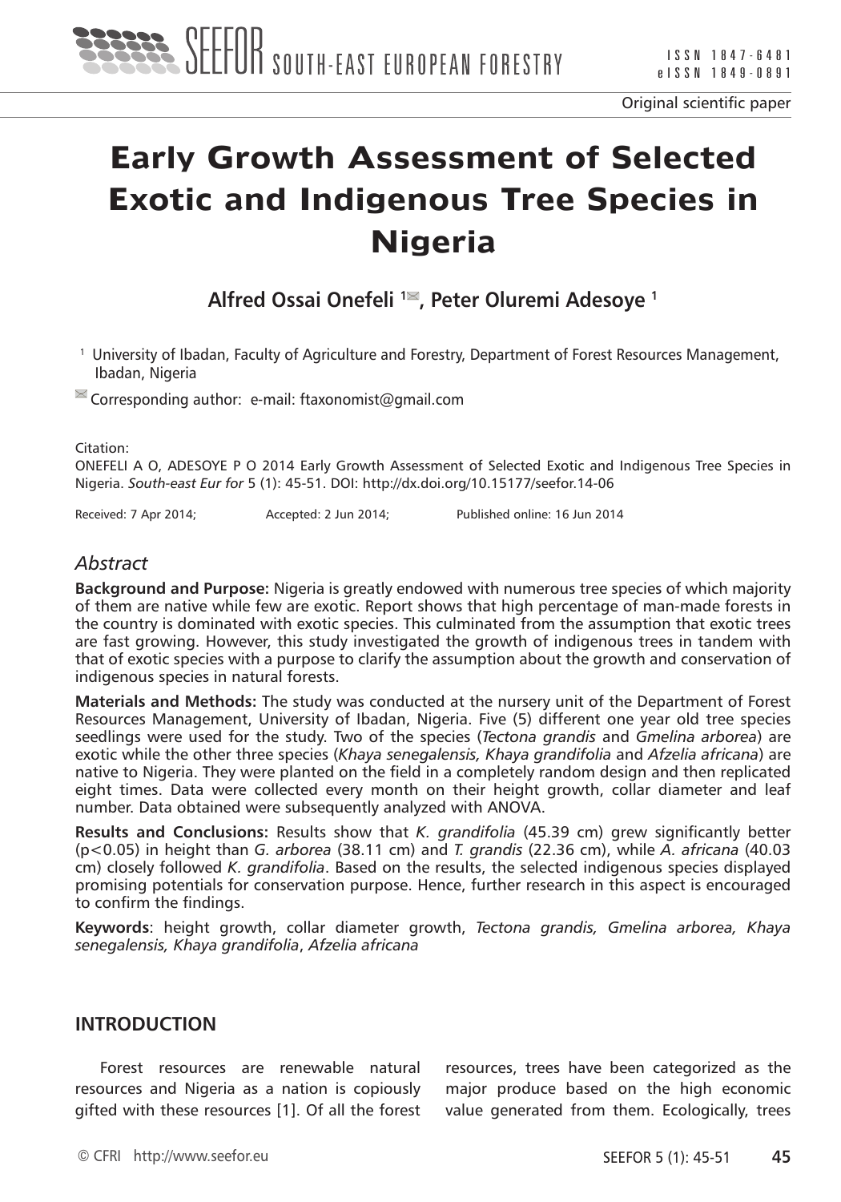Original scientific paper

# Early Growth Assessment of Selected Exotic and Indigenous Tree Species in Nigeria

**Alfred Ossai Onefeli [1], Peter Oluremi Adesoye [1]**

[1] University of Ibadan, Faculty of Agriculture and Forestry, Department of Forest Resources Management, Ibadan, Nigeria

Corresponding author: e-mail: ftaxonomist@gmail.com

Citation:
ONEFELI A O, ADESOYE P O 2014 Early Growth Assessment of Selected Exotic and Indigenous Tree Species in Nigeria. *South-east Eur for* 5 (1): 45-51. DOI: http://dx.doi.org/10.15177/seefor.14-06

Received: 7 Apr 2014; Accepted: 2 Jun 2014; Published online: 16 Jun 2014

## *Abstract*

**Background and Purpose:** Nigeria is greatly endowed with numerous tree species of which majority of them are native while few are exotic. Report shows that high percentage of man-made forests in the country is dominated with exotic species. This culminated from the assumption that exotic trees are fast growing. However, this study investigated the growth of indigenous trees in tandem with that of exotic species with a purpose to clarify the assumption about the growth and conservation of indigenous species in natural forests.

**Materials and Methods:** The study was conducted at the nursery unit of the Department of Forest Resources Management, University of Ibadan, Nigeria. Five (5) different one year old tree species seedlings were used for the study. Two of the species (*Tectona grandis* and *Gmelina arborea*) are exotic while the other three species (*Khaya senegalensis, Khaya grandifolia* and *Afzelia africana*) are native to Nigeria. They were planted on the field in a completely random design and then replicated eight times. Data were collected every month on their height growth, collar diameter and leaf number. Data obtained were subsequently analyzed with ANOVA.

**Results and Conclusions:** Results show that *K. grandifolia* (45.39 cm) grew significantly better ($p<0.05$) in height than *G. arborea* (38.11 cm) and *T. grandis* (22.36 cm), while *A. africana* (40.03 cm) closely followed *K. grandifolia*. Based on the results, the selected indigenous species displayed promising potentials for conservation purpose. Hence, further research in this aspect is encouraged to confirm the findings.

**Keywords**: height growth, collar diameter growth, *Tectona grandis, Gmelina arborea, Khaya senegalensis, Khaya grandifolia*, *Afzelia africana*

## INTRODUCTION

Forest resources are renewable natural resources and Nigeria as a nation is copiously gifted with these resources [1]. Of all the forest resources, trees have been categorized as the major produce based on the high economic value generated from them. Ecologically, trees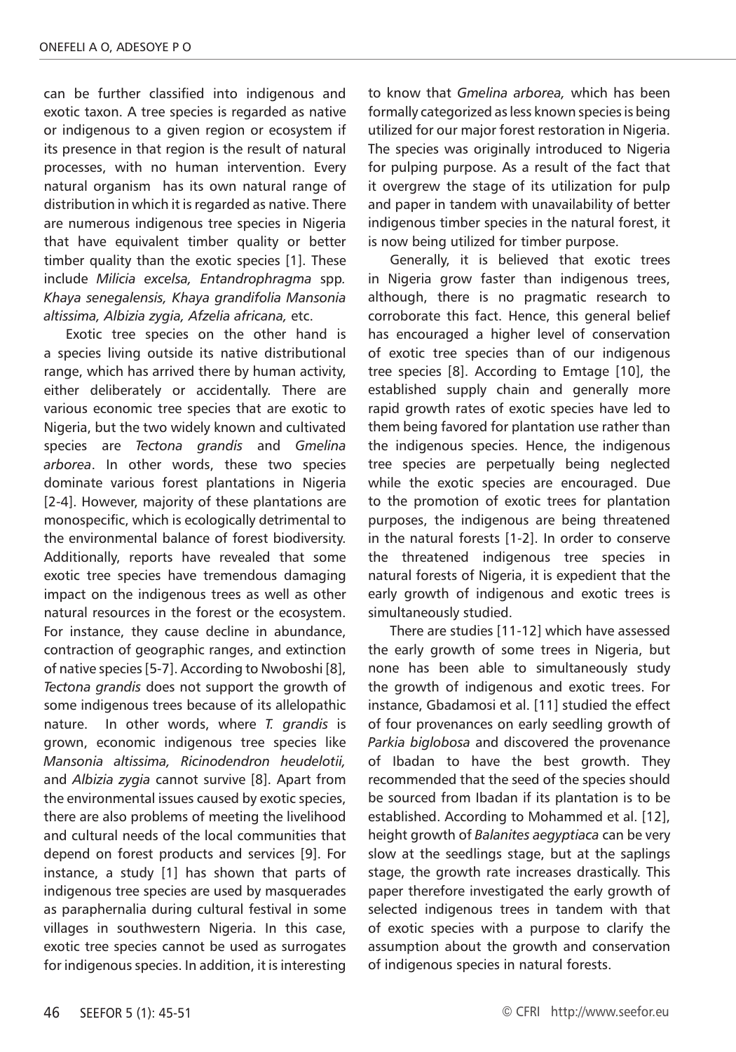can be further classified into indigenous and exotic taxon. A tree species is regarded as native or indigenous to a given region or ecosystem if its presence in that region is the result of natural processes, with no human intervention. Every natural organism has its own natural range of distribution in which it is regarded as native. There are numerous indigenous tree species in Nigeria that have equivalent timber quality or better timber quality than the exotic species [1]. These include *Milicia excelsa, Entandrophragma* spp. *Khaya senegalensis, Khaya grandifolia Mansonia altissima, Albizia zygia, Afzelia africana,* etc.

Exotic tree species on the other hand is a species living outside its native distributional range, which has arrived there by human activity, either deliberately or accidentally. There are various economic tree species that are exotic to Nigeria, but the two widely known and cultivated species are *Tectona grandis* and *Gmelina arborea*. In other words, these two species dominate various forest plantations in Nigeria [2-4]. However, majority of these plantations are monospecific, which is ecologically detrimental to the environmental balance of forest biodiversity. Additionally, reports have revealed that some exotic tree species have tremendous damaging impact on the indigenous trees as well as other natural resources in the forest or the ecosystem. For instance, they cause decline in abundance, contraction of geographic ranges, and extinction of native species [5-7]. According to Nwoboshi [8], *Tectona grandis* does not support the growth of some indigenous trees because of its allelopathic nature. In other words, where *T. grandis* is grown, economic indigenous tree species like *Mansonia altissima, Ricinodendron heudelotii,* and *Albizia zygia* cannot survive [8]. Apart from the environmental issues caused by exotic species, there are also problems of meeting the livelihood and cultural needs of the local communities that depend on forest products and services [9]. For instance, a study [1] has shown that parts of indigenous tree species are used by masquerades as paraphernalia during cultural festival in some villages in southwestern Nigeria. In this case, exotic tree species cannot be used as surrogates for indigenous species. In addition, it is interesting to know that *Gmelina arborea,* which has been formally categorized as less known species is being utilized for our major forest restoration in Nigeria. The species was originally introduced to Nigeria for pulping purpose. As a result of the fact that it overgrew the stage of its utilization for pulp and paper in tandem with unavailability of better indigenous timber species in the natural forest, it is now being utilized for timber purpose.

Generally, it is believed that exotic trees in Nigeria grow faster than indigenous trees, although, there is no pragmatic research to corroborate this fact. Hence, this general belief has encouraged a higher level of conservation of exotic tree species than of our indigenous tree species [8]. According to Emtage [10], the established supply chain and generally more rapid growth rates of exotic species have led to them being favored for plantation use rather than the indigenous species. Hence, the indigenous tree species are perpetually being neglected while the exotic species are encouraged. Due to the promotion of exotic trees for plantation purposes, the indigenous are being threatened in the natural forests [1-2]. In order to conserve the threatened indigenous tree species in natural forests of Nigeria, it is expedient that the early growth of indigenous and exotic trees is simultaneously studied.

There are studies [11-12] which have assessed the early growth of some trees in Nigeria, but none has been able to simultaneously study the growth of indigenous and exotic trees. For instance, Gbadamosi et al. [11] studied the effect of four provenances on early seedling growth of *Parkia biglobosa* and discovered the provenance of Ibadan to have the best growth. They recommended that the seed of the species should be sourced from Ibadan if its plantation is to be established. According to Mohammed et al. [12], height growth of *Balanites aegyptiaca* can be very slow at the seedlings stage, but at the saplings stage, the growth rate increases drastically. This paper therefore investigated the early growth of selected indigenous trees in tandem with that of exotic species with a purpose to clarify the assumption about the growth and conservation of indigenous species in natural forests.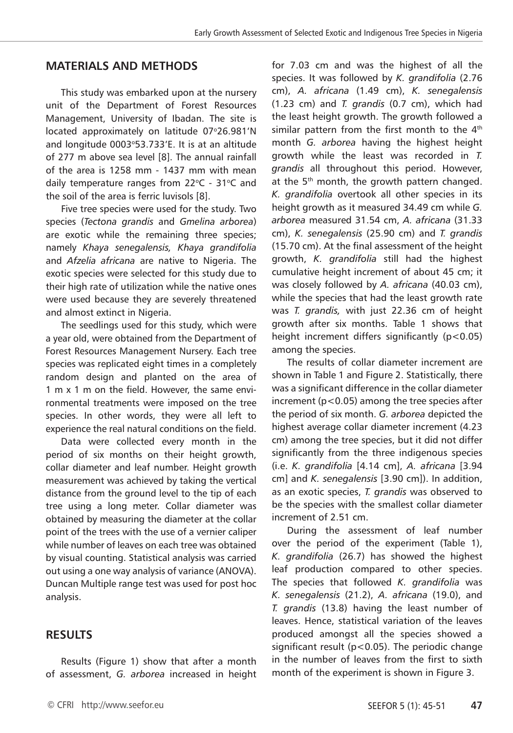## MATERIALS AND METHODS

This study was embarked upon at the nursery unit of the Department of Forest Resources Management, University of Ibadan. The site is located approximately on latitude 07°26.981'N and longitude 0003°53.733'E. It is at an altitude of 277 m above sea level [8]. The annual rainfall of the area is 1258 mm - 1437 mm with mean daily temperature ranges from 22°C - 31°C and the soil of the area is ferric luvisols [8].

Five tree species were used for the study. Two species (*Tectona grandis* and *Gmelina arborea*) are exotic while the remaining three species; namely *Khaya senegalensis, Khaya grandifolia* and *Afzelia africana* are native to Nigeria. The exotic species were selected for this study due to their high rate of utilization while the native ones were used because they are severely threatened and almost extinct in Nigeria.

The seedlings used for this study, which were a year old, were obtained from the Department of Forest Resources Management Nursery. Each tree species was replicated eight times in a completely random design and planted on the area of 1 m x 1 m on the field. However, the same environmental treatments were imposed on the tree species. In other words, they were all left to experience the real natural conditions on the field.

Data were collected every month in the period of six months on their height growth, collar diameter and leaf number. Height growth measurement was achieved by taking the vertical distance from the ground level to the tip of each tree using a long meter. Collar diameter was obtained by measuring the diameter at the collar point of the trees with the use of a vernier caliper while number of leaves on each tree was obtained by visual counting. Statistical analysis was carried out using a one way analysis of variance (ANOVA). Duncan Multiple range test was used for post hoc analysis.

## RESULTS

Results (Figure 1) show that after a month of assessment, *G. arborea* increased in height for 7.03 cm and was the highest of all the species. It was followed by *K. grandifolia* (2.76 cm), *A. africana* (1.49 cm), *K. senegalensis* (1.23 cm) and *T. grandis* (0.7 cm), which had the least height growth. The growth followed a similar pattern from the first month to the 4th month *G. arborea* having the highest height growth while the least was recorded in *T. grandis* all throughout this period. However, at the 5th month, the growth pattern changed. *K. grandifolia* overtook all other species in its height growth as it measured 34.49 cm while *G. arborea* measured 31.54 cm, *A. africana* (31.33 cm), *K. senegalensis* (25.90 cm) and *T. grandis* (15.70 cm). At the final assessment of the height growth, *K. grandifolia* still had the highest cumulative height increment of about 45 cm; it was closely followed by *A. africana* (40.03 cm), while the species that had the least growth rate was *T. grandis,* with just 22.36 cm of height growth after six months. Table 1 shows that height increment differs significantly ($p<0.05$) among the species.

The results of collar diameter increment are shown in Table 1 and Figure 2. Statistically, there was a significant difference in the collar diameter increment ($p<0.05$) among the tree species after the period of six month. *G. arborea* depicted the highest average collar diameter increment (4.23 cm) among the tree species, but it did not differ significantly from the three indigenous species (i.e. *K. grandifolia* [4.14 cm], *A. africana* [3.94 cm] and *K. senegalensis* [3.90 cm]). In addition, as an exotic species, *T. grandis* was observed to be the species with the smallest collar diameter increment of 2.51 cm.

During the assessment of leaf number over the period of the experiment (Table 1), *K. grandifolia* (26.7) has showed the highest leaf production compared to other species. The species that followed *K. grandifolia* was *K. senegalensis* (21.2), *A. africana* (19.0), and *T. grandis* (13.8) having the least number of leaves. Hence, statistical variation of the leaves produced amongst all the species showed a significant result ($p<0.05$). The periodic change in the number of leaves from the first to sixth month of the experiment is shown in Figure 3.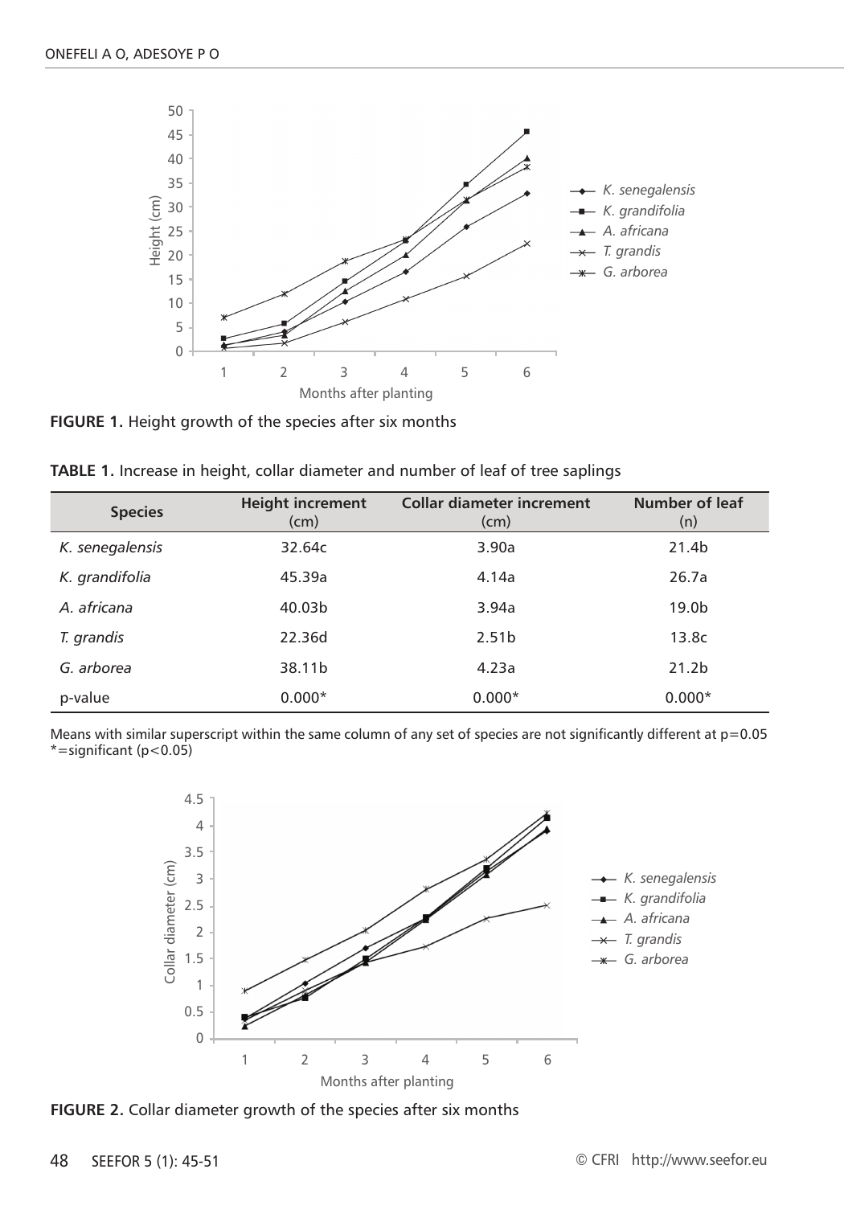**FIGURE 1.** Height growth of the species after six months

**TABLE 1.** Increase in height, collar diameter and number of leaf of tree saplings

| Species | Height increment (cm) | Collar diameter increment (cm) | Number of leaf (n) |
|---|---|---|---|
| *K. senegalensis* | 32.64c | 3.90a | 21.4b |
| *K. grandifolia* | 45.39a | 4.14a | 26.7a |
| *A. africana* | 40.03b | 3.94a | 19.0b |
| *T. grandis* | 22.36d | 2.51b | 13.8c |
| *G. arborea* | 38.11b | 4.23a | 21.2b |
| p-value | 0.000* | 0.000* | 0.000* |

Means with similar superscript within the same column of any set of species are not significantly different at p=0.05
*=significant (p<0.05)

**FIGURE 2.** Collar diameter growth of the species after six months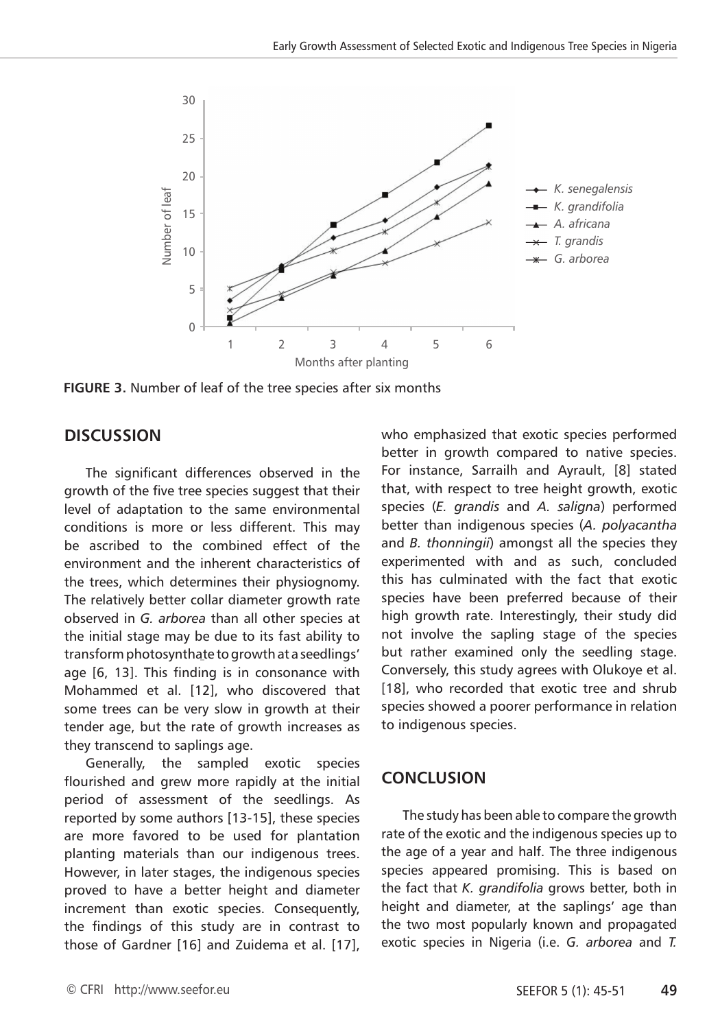**FIGURE 3.** Number of leaf of the tree species after six months

## DISCUSSION

The significant differences observed in the growth of the five tree species suggest that their level of adaptation to the same environmental conditions is more or less different. This may be ascribed to the combined effect of the environment and the inherent characteristics of the trees, which determines their physiognomy. The relatively better collar diameter growth rate observed in *G. arborea* than all other species at the initial stage may be due to its fast ability to transform photosynthate to growth at a seedlings' age [6, 13]. This finding is in consonance with Mohammed et al. [12], who discovered that some trees can be very slow in growth at their tender age, but the rate of growth increases as they transcend to saplings age.

Generally, the sampled exotic species flourished and grew more rapidly at the initial period of assessment of the seedlings. As reported by some authors [13-15], these species are more favored to be used for plantation planting materials than our indigenous trees. However, in later stages, the indigenous species proved to have a better height and diameter increment than exotic species. Consequently, the findings of this study are in contrast to those of Gardner [16] and Zuidema et al. [17], who emphasized that exotic species performed better in growth compared to native species. For instance, Sarrailh and Ayrault, [8] stated that, with respect to tree height growth, exotic species (*E. grandis* and *A. saligna*) performed better than indigenous species (*A. polyacantha* and *B. thonningii*) amongst all the species they experimented with and as such, concluded this has culminated with the fact that exotic species have been preferred because of their high growth rate. Interestingly, their study did not involve the sapling stage of the species but rather examined only the seedling stage. Conversely, this study agrees with Olukoye et al. [18], who recorded that exotic tree and shrub species showed a poorer performance in relation to indigenous species.

## CONCLUSION

The study has been able to compare the growth rate of the exotic and the indigenous species up to the age of a year and half. The three indigenous species appeared promising. This is based on the fact that *K. grandifolia* grows better, both in height and diameter, at the saplings' age than the two most popularly known and propagated exotic species in Nigeria (i.e. *G. arborea* and *T.*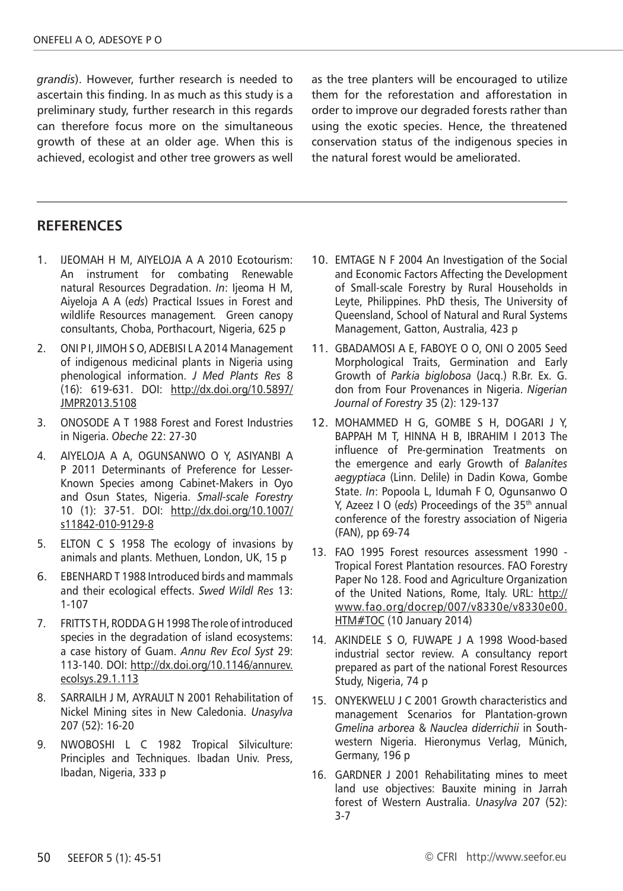*grandis*). However, further research is needed to ascertain this finding. In as much as this study is a preliminary study, further research in this regards can therefore focus more on the simultaneous growth of these at an older age. When this is achieved, ecologist and other tree growers as well as the tree planters will be encouraged to utilize them for the reforestation and afforestation in order to improve our degraded forests rather than using the exotic species. Hence, the threatened conservation status of the indigenous species in the natural forest would be ameliorated.

## REFERENCES

1. IJEOMAH H M, AIYELOJA A A 2010 Ecotourism: An instrument for combating Renewable natural Resources Degradation. *In*: Ijeoma H M, Aiyeloja A A (*eds*) Practical Issues in Forest and wildlife Resources management. Green canopy consultants, Choba, Porthacourt, Nigeria, 625 p
2. ONI P I, JIMOH S O, ADEBISI L A 2014 Management of indigenous medicinal plants in Nigeria using phenological information. *J Med Plants Res* 8 (16): 619-631. DOI: http://dx.doi.org/10.5897/JMPR2013.5108
3. ONOSODE A T 1988 Forest and Forest Industries in Nigeria. *Obeche* 22: 27-30
4. AIYELOJA A A, OGUNSANWO O Y, ASIYANBI A P 2011 Determinants of Preference for Lesser-Known Species among Cabinet-Makers in Oyo and Osun States, Nigeria. *Small-scale Forestry* 10 (1): 37-51. DOI: http://dx.doi.org/10.1007/s11842-010-9129-8
5. ELTON C S 1958 The ecology of invasions by animals and plants. Methuen, London, UK, 15 p
6. EBENHARD T 1988 Introduced birds and mammals and their ecological effects. *Swed Wildl Res* 13: 1-107
7. FRITTS T H, RODDA G H 1998 The role of introduced species in the degradation of island ecosystems: a case history of Guam. *Annu Rev Ecol Syst* 29: 113-140. DOI: http://dx.doi.org/10.1146/annurev.ecolsys.29.1.113
8. SARRAILH J M, AYRAULT N 2001 Rehabilitation of Nickel Mining sites in New Caledonia. *Unasylva* 207 (52): 16-20
9. NWOBOSHI L C 1982 Tropical Silviculture: Principles and Techniques. Ibadan Univ. Press, Ibadan, Nigeria, 333 p
10. EMTAGE N F 2004 An Investigation of the Social and Economic Factors Affecting the Development of Small-scale Forestry by Rural Households in Leyte, Philippines. PhD thesis, The University of Queensland, School of Natural and Rural Systems Management, Gatton, Australia, 423 p
11. GBADAMOSI A E, FABOYE O O, ONI O 2005 Seed Morphological Traits, Germination and Early Growth of *Parkia biglobosa* (Jacq.) R.Br. Ex. G. don from Four Provenances in Nigeria. *Nigerian Journal of Forestry* 35 (2): 129-137
12. MOHAMMED H G, GOMBE S H, DOGARI J Y, BAPPAH M T, HINNA H B, IBRAHIM I 2013 The influence of Pre-germination Treatments on the emergence and early Growth of *Balanites aegyptiaca* (Linn. Delile) in Dadin Kowa, Gombe State. *In*: Popoola L, Idumah F O, Ogunsanwo O Y, Azeez I O (*eds*) Proceedings of the 35th annual conference of the forestry association of Nigeria (FAN), pp 69-74
13. FAO 1995 Forest resources assessment 1990 - Tropical Forest Plantation resources. FAO Forestry Paper No 128. Food and Agriculture Organization of the United Nations, Rome, Italy. URL: http://www.fao.org/docrep/007/v8330e/v8330e00.HTM#TOC (10 January 2014)
14. AKINDELE S O, FUWAPE J A 1998 Wood-based industrial sector review. A consultancy report prepared as part of the national Forest Resources Study, Nigeria, 74 p
15. ONYEKWELU J C 2001 Growth characteristics and management Scenarios for Plantation-grown *Gmelina arborea* & *Nauclea diderrichii* in South-western Nigeria. Hieronymus Verlag, Münich, Germany, 196 p
16. GARDNER J 2001 Rehabilitating mines to meet land use objectives: Bauxite mining in Jarrah forest of Western Australia. *Unasylva* 207 (52): 3-7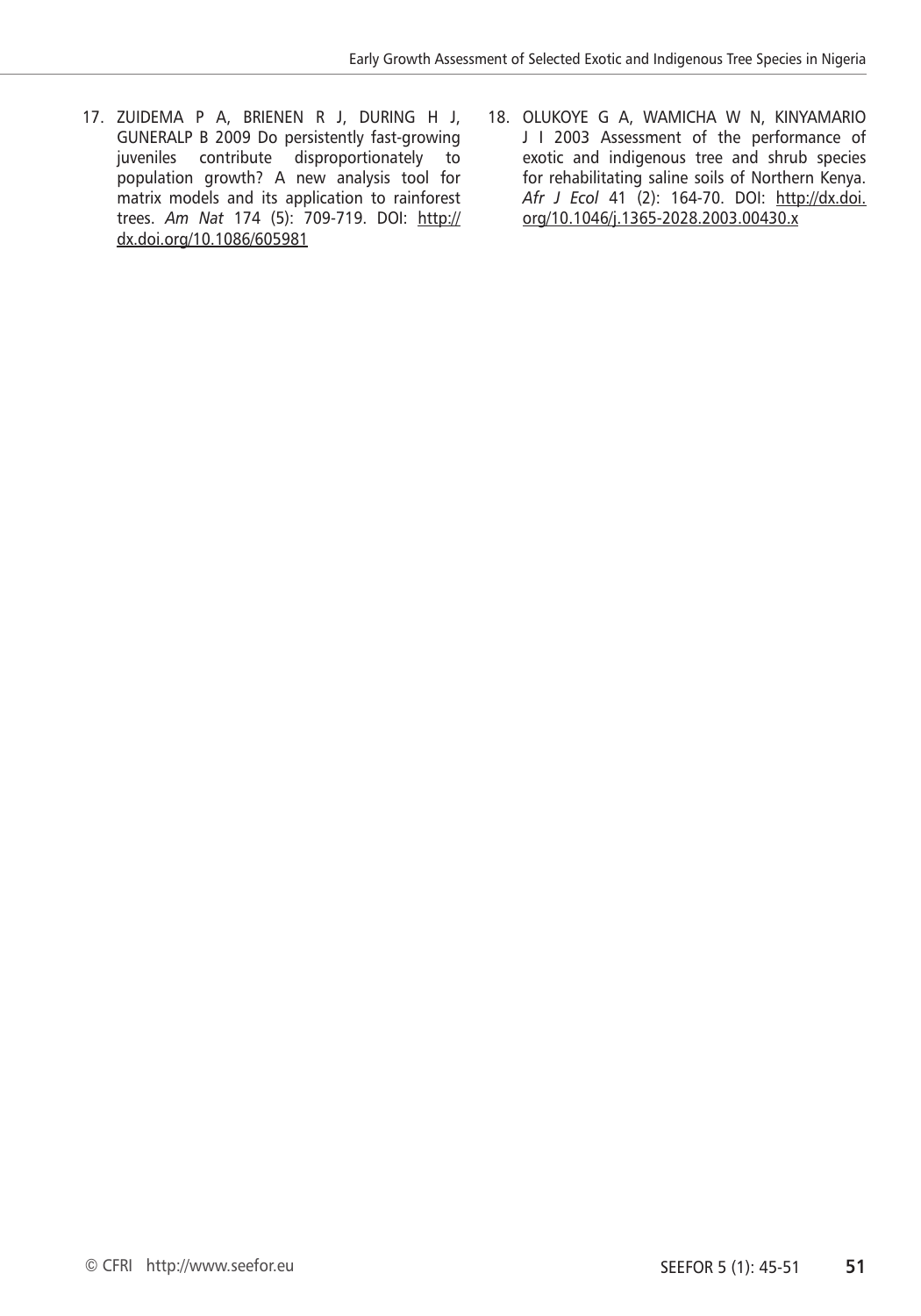17. ZUIDEMA P A, BRIENEN R J, DURING H J, GUNERALP B 2009 Do persistently fast-growing juveniles contribute disproportionately to population growth? A new analysis tool for matrix models and its application to rainforest trees. *Am Nat* 174 (5): 709-719. DOI: http://dx.doi.org/10.1086/605981

18. OLUKOYE G A, WAMICHA W N, KINYAMARIO J I 2003 Assessment of the performance of exotic and indigenous tree and shrub species for rehabilitating saline soils of Northern Kenya. *Afr J Ecol* 41 (2): 164-70. DOI: http://dx.doi.org/10.1046/j.1365-2028.2003.00430.x